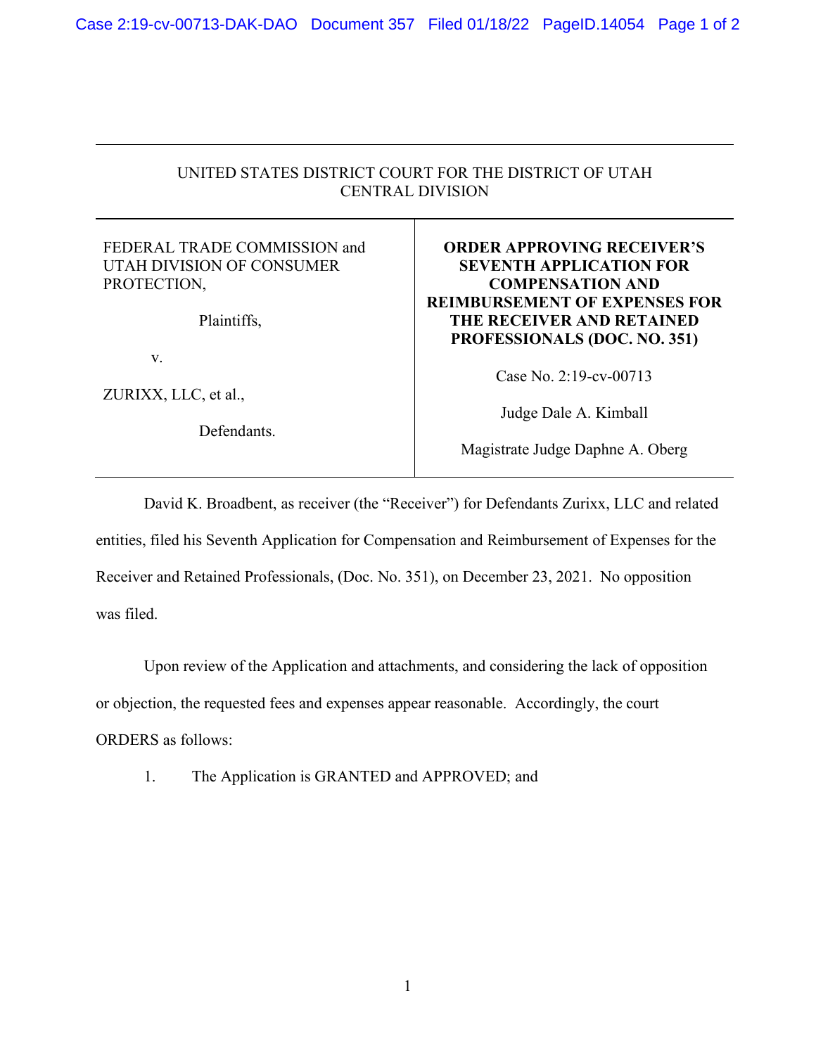UNITED STATES DISTRICT COURT FOR THE DISTRICT OF UTAH
CENTRAL DIVISION

| | |
|---|---|
| FEDERAL TRADE COMMISSION and UTAH DIVISION OF CONSUMER PROTECTION,<br><br>Plaintiffs,<br><br>v.<br><br>ZURIXX, LLC, et al.,<br><br>Defendants. | **ORDER APPROVING RECEIVER'S SEVENTH APPLICATION FOR COMPENSATION AND REIMBURSEMENT OF EXPENSES FOR THE RECEIVER AND RETAINED PROFESSIONALS (DOC. NO. 351)**<br><br>Case No. 2:19-cv-00713<br><br>Judge Dale A. Kimball<br><br>Magistrate Judge Daphne A. Oberg |

David K. Broadbent, as receiver (the "Receiver") for Defendants Zurixx, LLC and related entities, filed his Seventh Application for Compensation and Reimbursement of Expenses for the Receiver and Retained Professionals, (Doc. No. 351), on December 23, 2021. No opposition was filed.

Upon review of the Application and attachments, and considering the lack of opposition or objection, the requested fees and expenses appear reasonable. Accordingly, the court ORDERS as follows:

1. The Application is GRANTED and APPROVED; and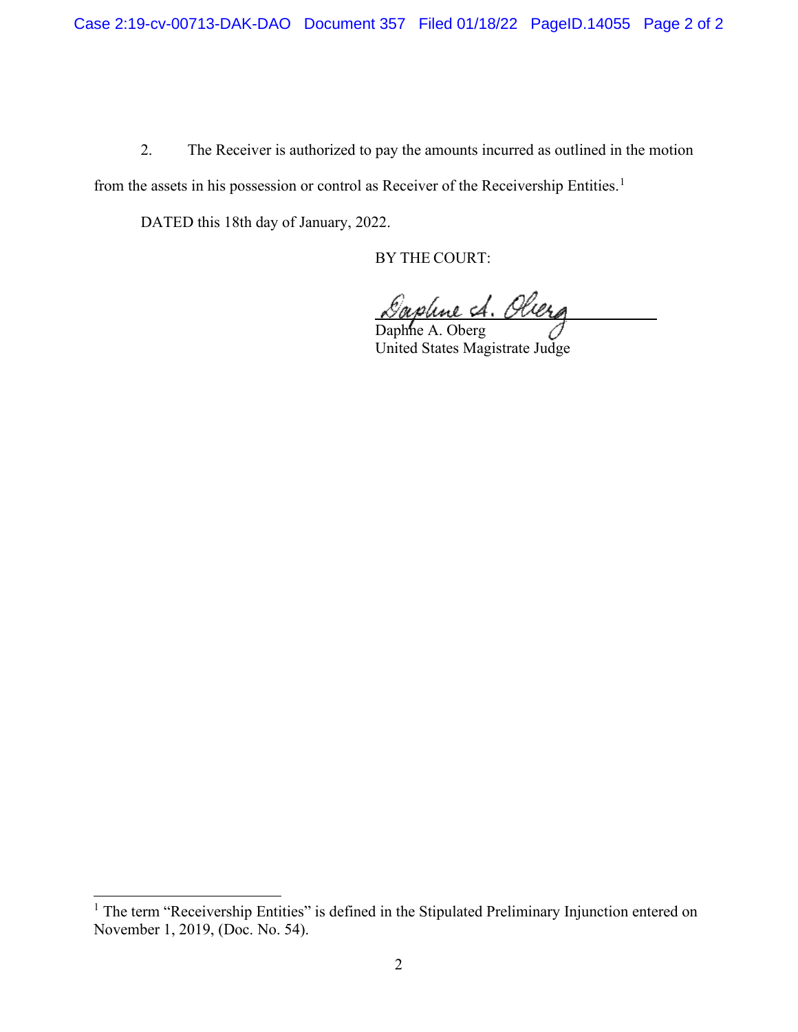2. The Receiver is authorized to pay the amounts incurred as outlined in the motion from the assets in his possession or control as Receiver of the Receivership Entities.[1]

DATED this 18th day of January, 2022.

BY THE COURT:

Daphne A. Oberg
United States Magistrate Judge

[1] The term "Receivership Entities" is defined in the Stipulated Preliminary Injunction entered on November 1, 2019, (Doc. No. 54).